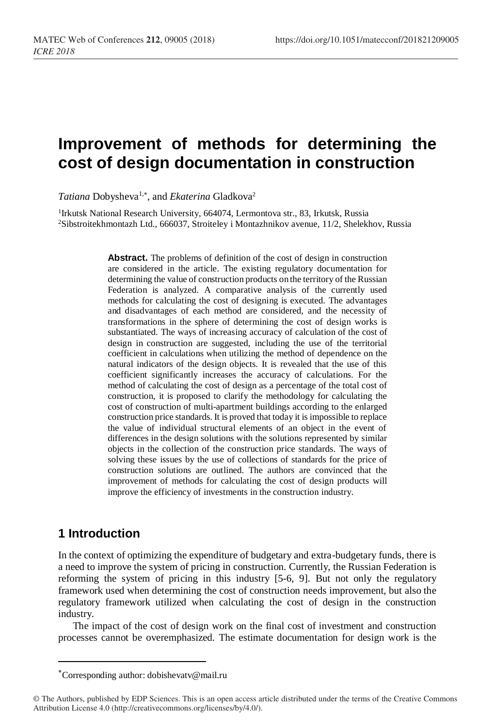# Improvement of methods for determining the cost of design documentation in construction

*Tatiana* Dobysheva[1,*], and *Ekaterina* Gladkova[2]

[1]Irkutsk National Research University, 664074, Lermontova str., 83, Irkutsk, Russia
[2]Sibstroitekhmontazh Ltd., 666037, Stroiteley i Montazhnikov avenue, 11/2, Shelekhov, Russia

**Abstract.** The problems of definition of the cost of design in construction are considered in the article. The existing regulatory documentation for determining the value of construction products on the territory of the Russian Federation is analyzed. A comparative analysis of the currently used methods for calculating the cost of designing is executed. The advantages and disadvantages of each method are considered, and the necessity of transformations in the sphere of determining the cost of design works is substantiated. The ways of increasing accuracy of calculation of the cost of design in construction are suggested, including the use of the territorial coefficient in calculations when utilizing the method of dependence on the natural indicators of the design objects. It is revealed that the use of this coefficient significantly increases the accuracy of calculations. For the method of calculating the cost of design as a percentage of the total cost of construction, it is proposed to clarify the methodology for calculating the cost of construction of multi-apartment buildings according to the enlarged construction price standards. It is proved that today it is impossible to replace the value of individual structural elements of an object in the event of differences in the design solutions with the solutions represented by similar objects in the collection of the construction price standards. The ways of solving these issues by the use of collections of standards for the price of construction solutions are outlined. The authors are convinced that the improvement of methods for calculating the cost of design products will improve the efficiency of investments in the construction industry.

## 1 Introduction

In the context of optimizing the expenditure of budgetary and extra-budgetary funds, there is a need to improve the system of pricing in construction. Currently, the Russian Federation is reforming the system of pricing in this industry [5-6, 9]. But not only the regulatory framework used when determining the cost of construction needs improvement, but also the regulatory framework utilized when calculating the cost of design in the construction industry.

The impact of the cost of design work on the final cost of investment and construction processes cannot be overemphasized. The estimate documentation for design work is the

---

*Corresponding author: dobishevatv@mail.ru

© The Authors, published by EDP Sciences. This is an open access article distributed under the terms of the Creative Commons Attribution License 4.0 (http://creativecommons.org/licenses/by/4.0/).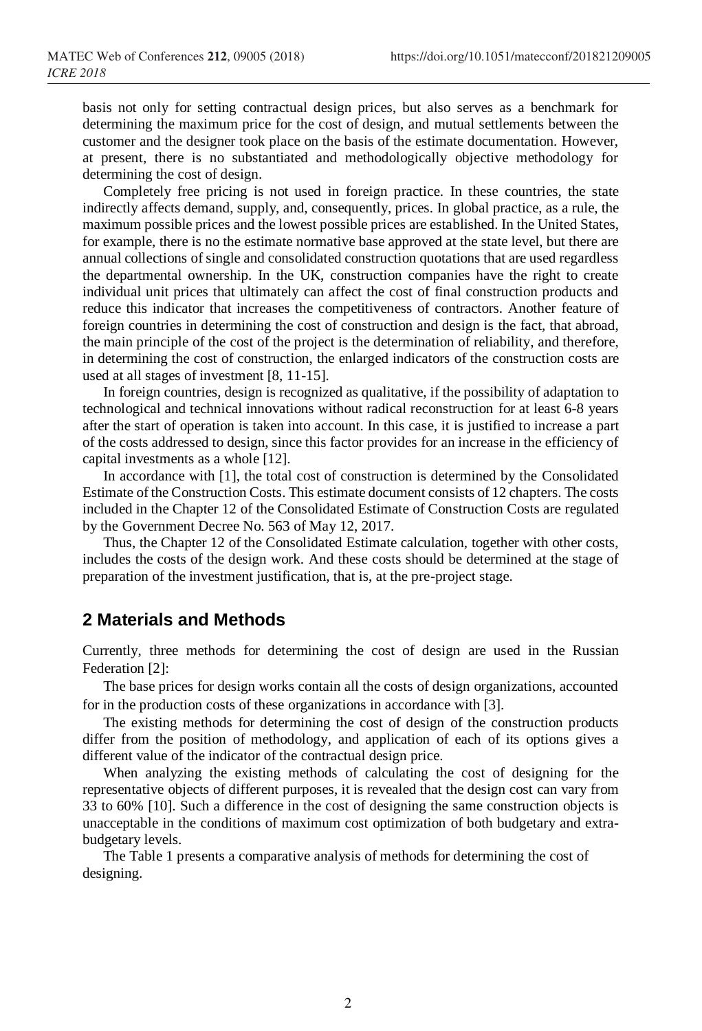basis not only for setting contractual design prices, but also serves as a benchmark for determining the maximum price for the cost of design, and mutual settlements between the customer and the designer took place on the basis of the estimate documentation. However, at present, there is no substantiated and methodologically objective methodology for determining the cost of design.

Completely free pricing is not used in foreign practice. In these countries, the state indirectly affects demand, supply, and, consequently, prices. In global practice, as a rule, the maximum possible prices and the lowest possible prices are established. In the United States, for example, there is no the estimate normative base approved at the state level, but there are annual collections of single and consolidated construction quotations that are used regardless the departmental ownership. In the UK, construction companies have the right to create individual unit prices that ultimately can affect the cost of final construction products and reduce this indicator that increases the competitiveness of contractors. Another feature of foreign countries in determining the cost of construction and design is the fact, that abroad, the main principle of the cost of the project is the determination of reliability, and therefore, in determining the cost of construction, the enlarged indicators of the construction costs are used at all stages of investment [8, 11-15].

In foreign countries, design is recognized as qualitative, if the possibility of adaptation to technological and technical innovations without radical reconstruction for at least 6-8 years after the start of operation is taken into account. In this case, it is justified to increase a part of the costs addressed to design, since this factor provides for an increase in the efficiency of capital investments as a whole [12].

In accordance with [1], the total cost of construction is determined by the Consolidated Estimate of the Construction Costs. This estimate document consists of 12 chapters. The costs included in the Chapter 12 of the Consolidated Estimate of Construction Costs are regulated by the Government Decree No. 563 of May 12, 2017.

Thus, the Chapter 12 of the Consolidated Estimate calculation, together with other costs, includes the costs of the design work. And these costs should be determined at the stage of preparation of the investment justification, that is, at the pre-project stage.

## 2 Materials and Methods

Currently, three methods for determining the cost of design are used in the Russian Federation [2]:

The base prices for design works contain all the costs of design organizations, accounted for in the production costs of these organizations in accordance with [3].

The existing methods for determining the cost of design of the construction products differ from the position of methodology, and application of each of its options gives a different value of the indicator of the contractual design price.

When analyzing the existing methods of calculating the cost of designing for the representative objects of different purposes, it is revealed that the design cost can vary from 33 to 60% [10]. Such a difference in the cost of designing the same construction objects is unacceptable in the conditions of maximum cost optimization of both budgetary and extra-budgetary levels.

The Table 1 presents a comparative analysis of methods for determining the cost of designing.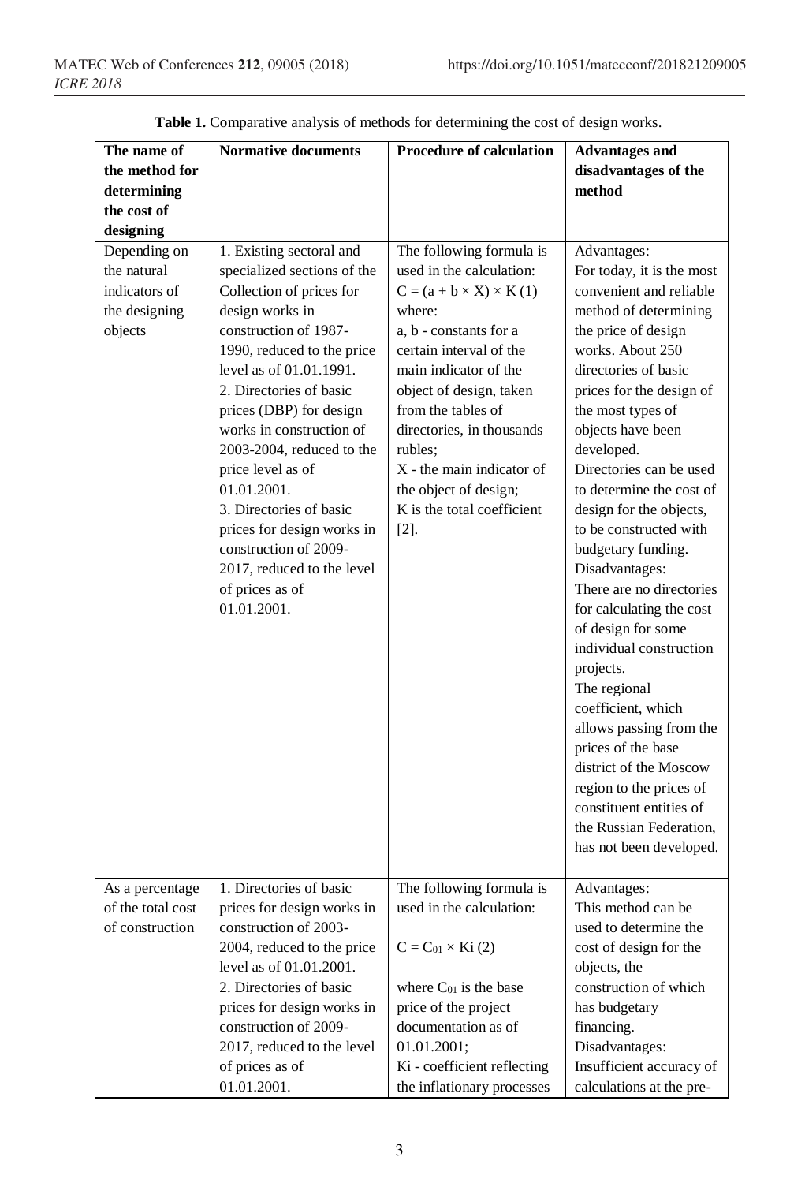**Table 1.** Comparative analysis of methods for determining the cost of design works.

| The name of the method for determining the cost of designing | Normative documents | Procedure of calculation | Advantages and disadvantages of the method |
|---|---|---|---|
| Depending on the natural indicators of the designing objects | 1. Existing sectoral and specialized sections of the Collection of prices for design works in construction of 1987-1990, reduced to the price level as of 01.01.1991. 2. Directories of basic prices (DBP) for design works in construction of 2003-2004, reduced to the price level as of 01.01.2001. 3. Directories of basic prices for design works in construction of 2009-2017, reduced to the level of prices as of 01.01.2001. | The following formula is used in the calculation: $C = (a + b \times X) \times K$ (1) where: a, b - constants for a certain interval of the main indicator of the object of design, taken from the tables of directories, in thousands rubles; X - the main indicator of the object of design; K is the total coefficient [2]. | Advantages: For today, it is the most convenient and reliable method of determining the price of design works. About 250 directories of basic prices for the design of the most types of objects have been developed. Directories can be used to determine the cost of design for the objects, to be constructed with budgetary funding. Disadvantages: There are no directories for calculating the cost of design for some individual construction projects. The regional coefficient, which allows passing from the prices of the base district of the Moscow region to the prices of constituent entities of the Russian Federation, has not been developed. |
| As a percentage of the total cost of construction | 1. Directories of basic prices for design works in construction of 2003-2004, reduced to the price level as of 01.01.2001. 2. Directories of basic prices for design works in construction of 2009-2017, reduced to the level of prices as of 01.01.2001. | The following formula is used in the calculation: $C = C_{01} \times Ki$ (2) where $C_{01}$ is the base price of the project documentation as of 01.01.2001; Ki - coefficient reflecting the inflationary processes | Advantages: This method can be used to determine the cost of design for the objects, the construction of which has budgetary financing. Disadvantages: Insufficient accuracy of calculations at the pre- |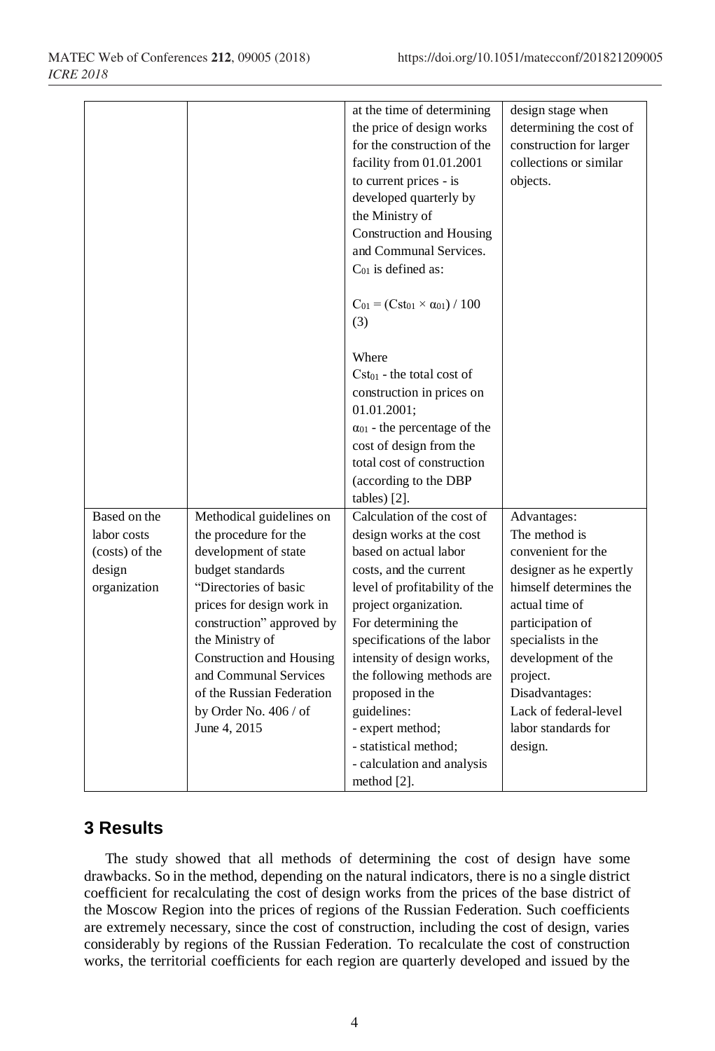|  |  | at the time of determining the price of design works for the construction of the facility from 01.01.2001 to current prices - is developed quarterly by the Ministry of Construction and Housing and Communal Services. $C_{01}$ is defined as: $C_{01} = (Cst_{01} \times \alpha_{01}) / 100$ (3) Where $Cst_{01}$ - the total cost of construction in prices on 01.01.2001; $\alpha_{01}$ - the percentage of the cost of design from the total cost of construction (according to the DBP tables) [2]. | design stage when determining the cost of construction for larger collections or similar objects. |
| --- | --- | --- | --- |
| Based on the labor costs (costs) of the design organization | Methodical guidelines on the procedure for the development of state budget standards "Directories of basic prices for design work in construction" approved by the Ministry of Construction and Housing and Communal Services of the Russian Federation by Order No. 406 / of June 4, 2015 | Calculation of the cost of design works at the cost based on actual labor costs, and the current level of profitability of the project organization. For determining the specifications of the labor intensity of design works, the following methods are proposed in the guidelines: - expert method; - statistical method; - calculation and analysis method [2]. | Advantages: The method is convenient for the designer as he expertly himself determines the actual time of participation of specialists in the development of the project. Disadvantages: Lack of federal-level labor standards for design. |

## 3 Results

The study showed that all methods of determining the cost of design have some drawbacks. So in the method, depending on the natural indicators, there is no a single district coefficient for recalculating the cost of design works from the prices of the base district of the Moscow Region into the prices of regions of the Russian Federation. Such coefficients are extremely necessary, since the cost of construction, including the cost of design, varies considerably by regions of the Russian Federation. To recalculate the cost of construction works, the territorial coefficients for each region are quarterly developed and issued by the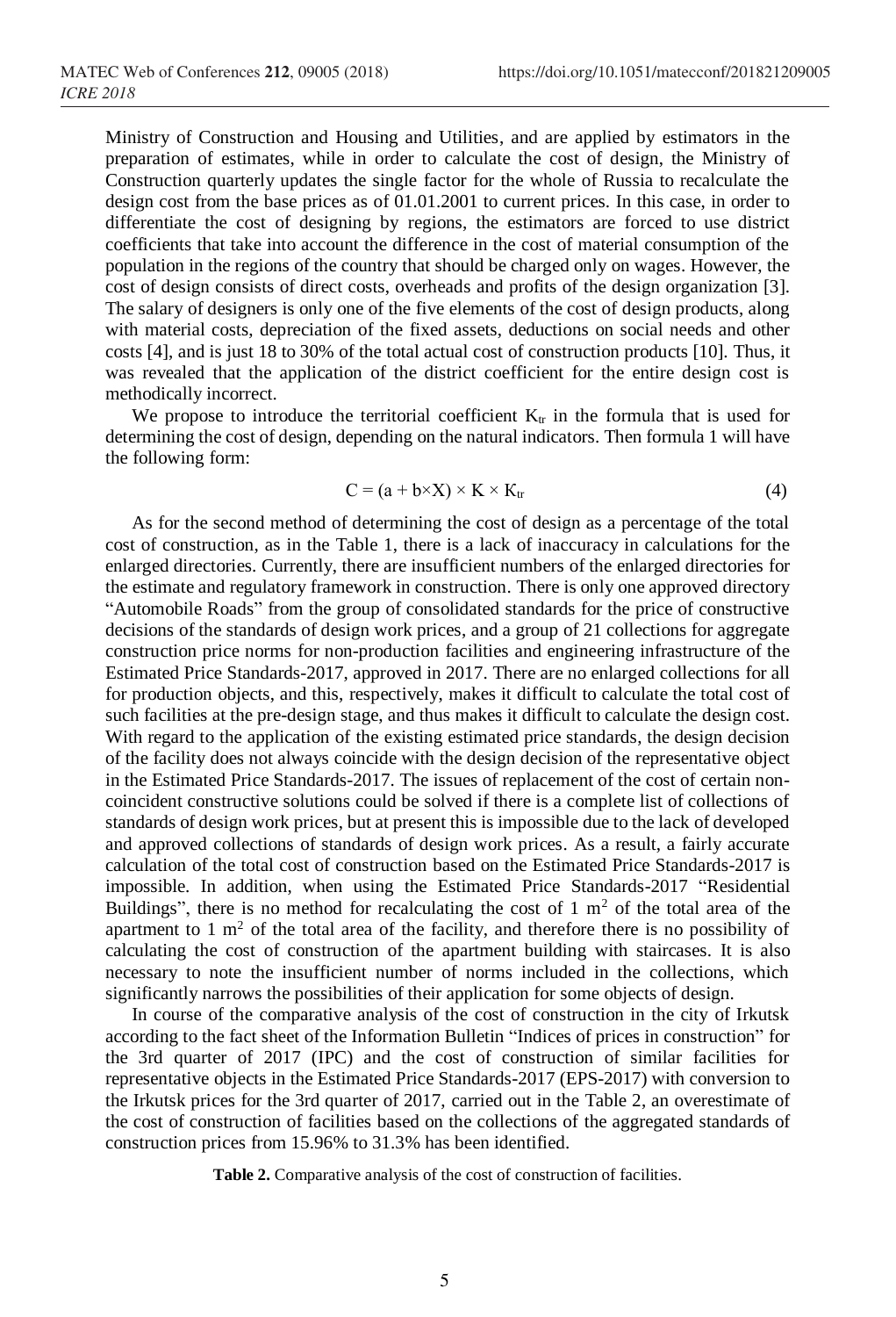Ministry of Construction and Housing and Utilities, and are applied by estimators in the preparation of estimates, while in order to calculate the cost of design, the Ministry of Construction quarterly updates the single factor for the whole of Russia to recalculate the design cost from the base prices as of 01.01.2001 to current prices. In this case, in order to differentiate the cost of designing by regions, the estimators are forced to use district coefficients that take into account the difference in the cost of material consumption of the population in the regions of the country that should be charged only on wages. However, the cost of design consists of direct costs, overheads and profits of the design organization [3]. The salary of designers is only one of the five elements of the cost of design products, along with material costs, depreciation of the fixed assets, deductions on social needs and other costs [4], and is just 18 to 30% of the total actual cost of construction products [10]. Thus, it was revealed that the application of the district coefficient for the entire design cost is methodically incorrect.

We propose to introduce the territorial coefficient $K_{tr}$ in the formula that is used for determining the cost of design, depending on the natural indicators. Then formula 1 will have the following form:

$$C = (a + b \times X) \times K \times K_{tr} \tag{4}$$

As for the second method of determining the cost of design as a percentage of the total cost of construction, as in the Table 1, there is a lack of inaccuracy in calculations for the enlarged directories. Currently, there are insufficient numbers of the enlarged directories for the estimate and regulatory framework in construction. There is only one approved directory "Automobile Roads" from the group of consolidated standards for the price of constructive decisions of the standards of design work prices, and a group of 21 collections for aggregate construction price norms for non-production facilities and engineering infrastructure of the Estimated Price Standards-2017, approved in 2017. There are no enlarged collections for all for production objects, and this, respectively, makes it difficult to calculate the total cost of such facilities at the pre-design stage, and thus makes it difficult to calculate the design cost. With regard to the application of the existing estimated price standards, the design decision of the facility does not always coincide with the design decision of the representative object in the Estimated Price Standards-2017. The issues of replacement of the cost of certain non-coincident constructive solutions could be solved if there is a complete list of collections of standards of design work prices, but at present this is impossible due to the lack of developed and approved collections of standards of design work prices. As a result, a fairly accurate calculation of the total cost of construction based on the Estimated Price Standards-2017 is impossible. In addition, when using the Estimated Price Standards-2017 "Residential Buildings", there is no method for recalculating the cost of 1 m$^2$ of the total area of the apartment to 1 m$^2$ of the total area of the facility, and therefore there is no possibility of calculating the cost of construction of the apartment building with staircases. It is also necessary to note the insufficient number of norms included in the collections, which significantly narrows the possibilities of their application for some objects of design.

In course of the comparative analysis of the cost of construction in the city of Irkutsk according to the fact sheet of the Information Bulletin "Indices of prices in construction" for the 3rd quarter of 2017 (IPC) and the cost of construction of similar facilities for representative objects in the Estimated Price Standards-2017 (EPS-2017) with conversion to the Irkutsk prices for the 3rd quarter of 2017, carried out in the Table 2, an overestimate of the cost of construction of facilities based on the collections of the aggregated standards of construction prices from 15.96% to 31.3% has been identified.

**Table 2.** Comparative analysis of the cost of construction of facilities.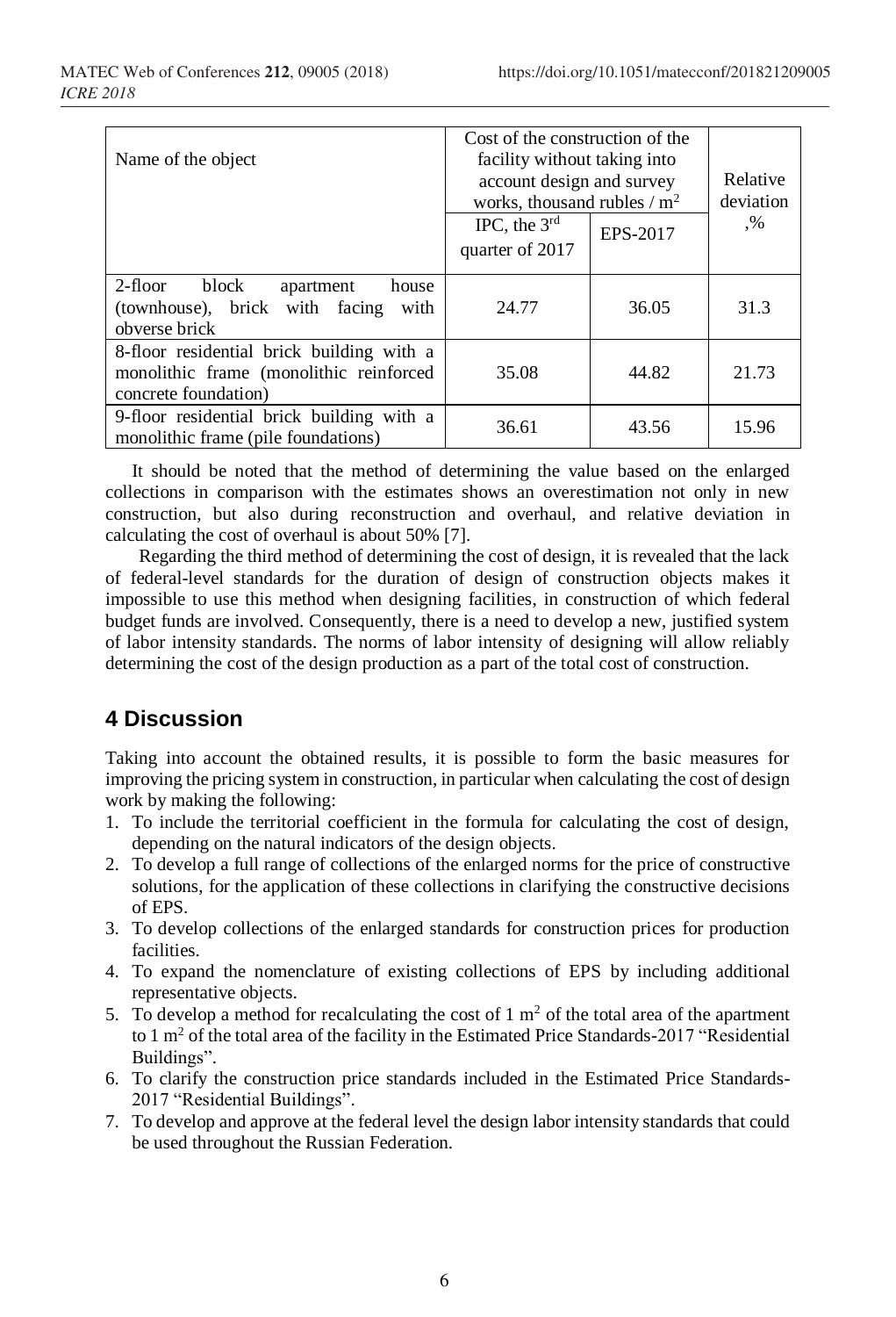| Name of the object | Cost of the construction of the facility without taking into account design and survey works, thousand rubles / $m^2$ | | Relative deviation ,% |
|---|---|---|---|
| | IPC, the 3[rd] quarter of 2017 | EPS-2017 | |
| 2-floor block apartment house (townhouse), brick with facing with obverse brick | 24.77 | 36.05 | 31.3 |
| 8-floor residential brick building with a monolithic frame (monolithic reinforced concrete foundation) | 35.08 | 44.82 | 21.73 |
| 9-floor residential brick building with a monolithic frame (pile foundations) | 36.61 | 43.56 | 15.96 |

It should be noted that the method of determining the value based on the enlarged collections in comparison with the estimates shows an overestimation not only in new construction, but also during reconstruction and overhaul, and relative deviation in calculating the cost of overhaul is about 50% [7].

Regarding the third method of determining the cost of design, it is revealed that the lack of federal-level standards for the duration of design of construction objects makes it impossible to use this method when designing facilities, in construction of which federal budget funds are involved. Consequently, there is a need to develop a new, justified system of labor intensity standards. The norms of labor intensity of designing will allow reliably determining the cost of the design production as a part of the total cost of construction.

## 4 Discussion

Taking into account the obtained results, it is possible to form the basic measures for improving the pricing system in construction, in particular when calculating the cost of design work by making the following:

1. To include the territorial coefficient in the formula for calculating the cost of design, depending on the natural indicators of the design objects.
2. To develop a full range of collections of the enlarged norms for the price of constructive solutions, for the application of these collections in clarifying the constructive decisions of EPS.
3. To develop collections of the enlarged standards for construction prices for production facilities.
4. To expand the nomenclature of existing collections of EPS by including additional representative objects.
5. To develop a method for recalculating the cost of 1 $m^2$ of the total area of the apartment to 1 $m^2$ of the total area of the facility in the Estimated Price Standards-2017 "Residential Buildings".
6. To clarify the construction price standards included in the Estimated Price Standards-2017 "Residential Buildings".
7. To develop and approve at the federal level the design labor intensity standards that could be used throughout the Russian Federation.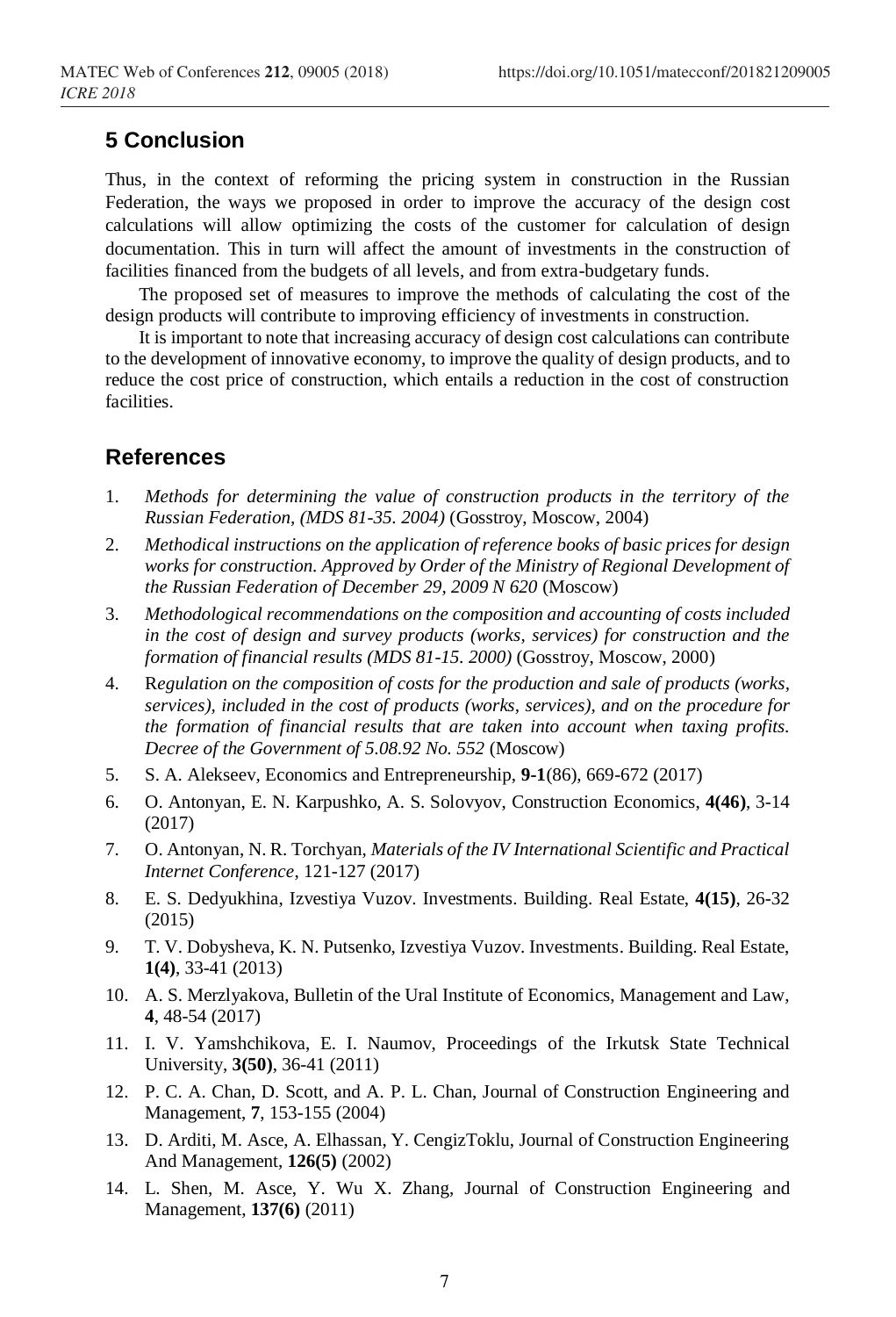## 5 Conclusion

Thus, in the context of reforming the pricing system in construction in the Russian Federation, the ways we proposed in order to improve the accuracy of the design cost calculations will allow optimizing the costs of the customer for calculation of design documentation. This in turn will affect the amount of investments in the construction of facilities financed from the budgets of all levels, and from extra-budgetary funds.

The proposed set of measures to improve the methods of calculating the cost of the design products will contribute to improving efficiency of investments in construction.

It is important to note that increasing accuracy of design cost calculations can contribute to the development of innovative economy, to improve the quality of design products, and to reduce the cost price of construction, which entails a reduction in the cost of construction facilities.

## References

1. *Methods for determining the value of construction products in the territory of the Russian Federation, (MDS 81-35. 2004)* (Gosstroy, Moscow, 2004)
2. *Methodical instructions on the application of reference books of basic prices for design works for construction. Approved by Order of the Ministry of Regional Development of the Russian Federation of December 29, 2009 N 620* (Moscow)
3. *Methodological recommendations on the composition and accounting of costs included in the cost of design and survey products (works, services) for construction and the formation of financial results (MDS 81-15. 2000)* (Gosstroy, Moscow, 2000)
4. R*egulation on the composition of costs for the production and sale of products (works, services), included in the cost of products (works, services), and on the procedure for the formation of financial results that are taken into account when taxing profits. Decree of the Government of 5.08.92 No. 552* (Moscow)
5. S. A. Alekseev, Economics and Entrepreneurship, **9-1**(86), 669-672 (2017)
6. O. Antonyan, E. N. Karpushko, A. S. Solovyov, Construction Economics, **4(46)**, 3-14 (2017)
7. O. Antonyan, N. R. Torchyan, *Materials of the IV International Scientific and Practical Internet Conference*, 121-127 (2017)
8. E. S. Dedyukhina, Izvestiya Vuzov. Investments. Building. Real Estate, **4(15)**, 26-32 (2015)
9. T. V. Dobysheva, K. N. Putsenko, Izvestiya Vuzov. Investments. Building. Real Estate, **1(4)**, 33-41 (2013)
10. A. S. Merzlyakova, Bulletin of the Ural Institute of Economics, Management and Law, **4**, 48-54 (2017)
11. I. V. Yamshchikova, E. I. Naumov, Proceedings of the Irkutsk State Technical University, **3(50)**, 36-41 (2011)
12. P. C. A. Chan, D. Scott, and A. P. L. Chan, Journal of Construction Engineering and Management, **7**, 153-155 (2004)
13. D. Arditi, M. Asce, A. Elhassan, Y. CengizToklu, Journal of Construction Engineering And Management, **126(5)** (2002)
14. L. Shen, M. Asce, Y. Wu X. Zhang, Journal of Construction Engineering and Management, **137(6)** (2011)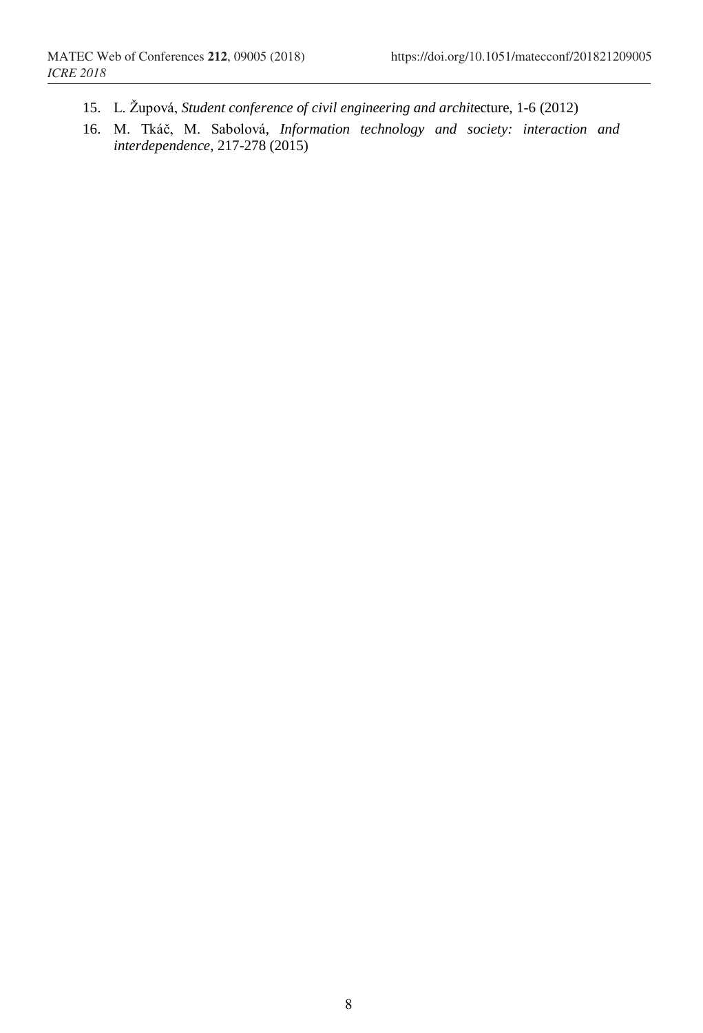15. L. Župová, *Student conference of civil engineering and archit*ecture, 1-6 (2012)
16. M. Tkáč, M. Sabolová, *Information technology and society: interaction and interdependence*, 217-278 (2015)